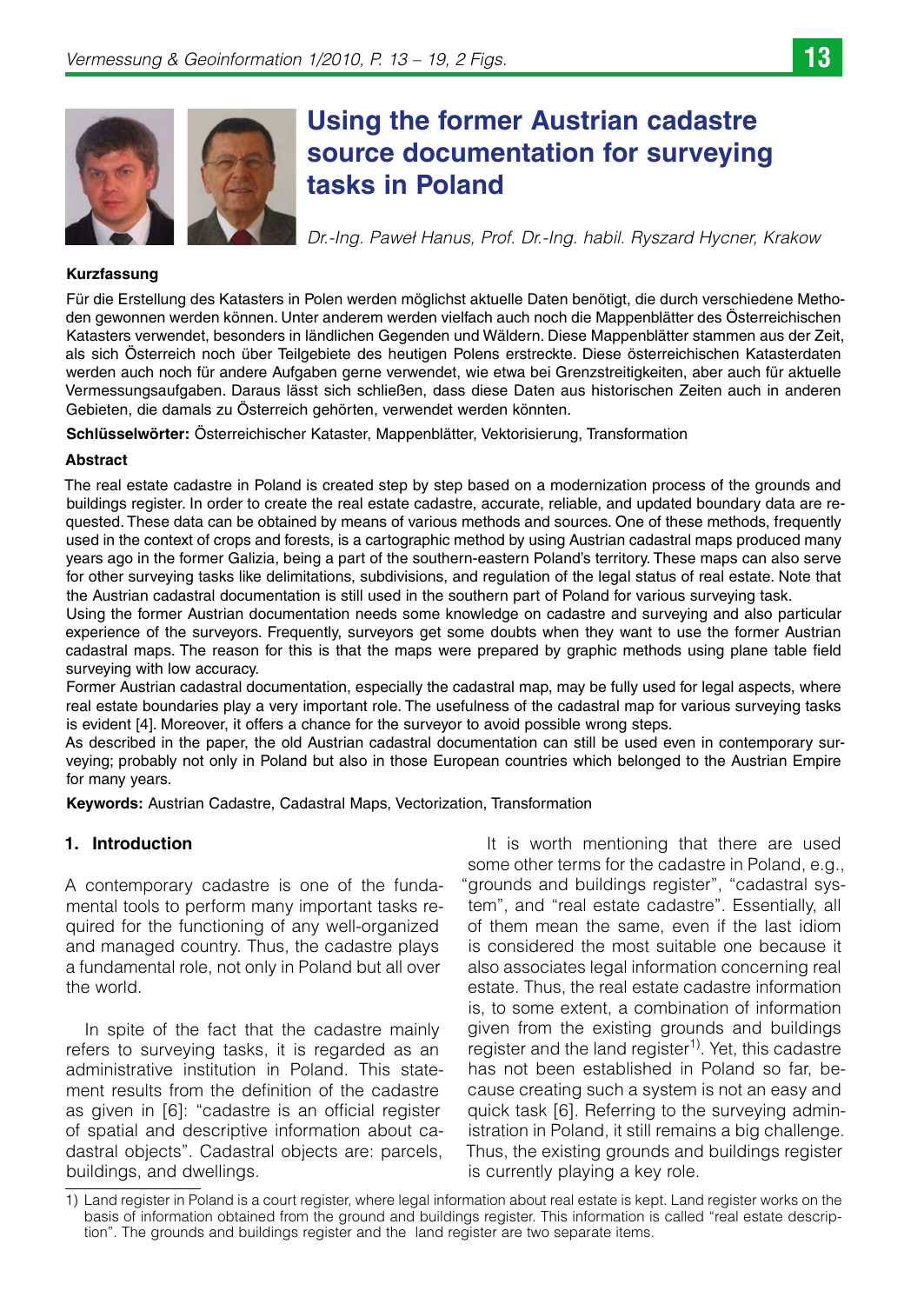# Using the former Austrian cadastre source documentation for surveying tasks in Poland

*Dr.-Ing. Paweł Hanus, Prof. Dr.-Ing. habil. Ryszard Hycner, Krakow*

**Kurzfassung**

Für die Erstellung des Katasters in Polen werden möglichst aktuelle Daten benötigt, die durch verschiedene Methoden gewonnen werden können. Unter anderem werden vielfach auch noch die Mappenblätter des Österreichischen Katasters verwendet, besonders in ländlichen Gegenden und Wäldern. Diese Mappenblätter stammen aus der Zeit, als sich Österreich noch über Teilgebiete des heutigen Polens erstreckte. Diese österreichischen Katasterdaten werden auch noch für andere Aufgaben gerne verwendet, wie etwa bei Grenzstreitigkeiten, aber auch für aktuelle Vermessungsaufgaben. Daraus lässt sich schließen, dass diese Daten aus historischen Zeiten auch in anderen Gebieten, die damals zu Österreich gehörten, verwendet werden könnten.

**Schlüsselwörter:** Österreichischer Kataster, Mappenblätter, Vektorisierung, Transformation

**Abstract**

The real estate cadastre in Poland is created step by step based on a modernization process of the grounds and buildings register. In order to create the real estate cadastre, accurate, reliable, and updated boundary data are requested. These data can be obtained by means of various methods and sources. One of these methods, frequently used in the context of crops and forests, is a cartographic method by using Austrian cadastral maps produced many years ago in the former Galizia, being a part of the southern-eastern Poland's territory. These maps can also serve for other surveying tasks like delimitations, subdivisions, and regulation of the legal status of real estate. Note that the Austrian cadastral documentation is still used in the southern part of Poland for various surveying task.

Using the former Austrian documentation needs some knowledge on cadastre and surveying and also particular experience of the surveyors. Frequently, surveyors get some doubts when they want to use the former Austrian cadastral maps. The reason for this is that the maps were prepared by graphic methods using plane table field surveying with low accuracy.

Former Austrian cadastral documentation, especially the cadastral map, may be fully used for legal aspects, where real estate boundaries play a very important role. The usefulness of the cadastral map for various surveying tasks is evident [4]. Moreover, it offers a chance for the surveyor to avoid possible wrong steps.

As described in the paper, the old Austrian cadastral documentation can still be used even in contemporary surveying; probably not only in Poland but also in those European countries which belonged to the Austrian Empire for many years.

**Keywords:** Austrian Cadastre, Cadastral Maps, Vectorization, Transformation

## 1. Introduction

A contemporary cadastre is one of the fundamental tools to perform many important tasks required for the functioning of any well-organized and managed country. Thus, the cadastre plays a fundamental role, not only in Poland but all over the world.

In spite of the fact that the cadastre mainly refers to surveying tasks, it is regarded as an administrative institution in Poland. This statement results from the definition of the cadastre as given in [6]: "cadastre is an official register of spatial and descriptive information about cadastral objects". Cadastral objects are: parcels, buildings, and dwellings.

It is worth mentioning that there are used some other terms for the cadastre in Poland, e.g., "grounds and buildings register", "cadastral system", and "real estate cadastre". Essentially, all of them mean the same, even if the last idiom is considered the most suitable one because it also associates legal information concerning real estate. Thus, the real estate cadastre information is, to some extent, a combination of information given from the existing grounds and buildings register and the land register[1]. Yet, this cadastre has not been established in Poland so far, because creating such a system is not an easy and quick task [6]. Referring to the surveying administration in Poland, it still remains a big challenge. Thus, the existing grounds and buildings register is currently playing a key role.

1) Land register in Poland is a court register, where legal information about real estate is kept. Land register works on the basis of information obtained from the ground and buildings register. This information is called "real estate description". The grounds and buildings register and the land register are two separate items.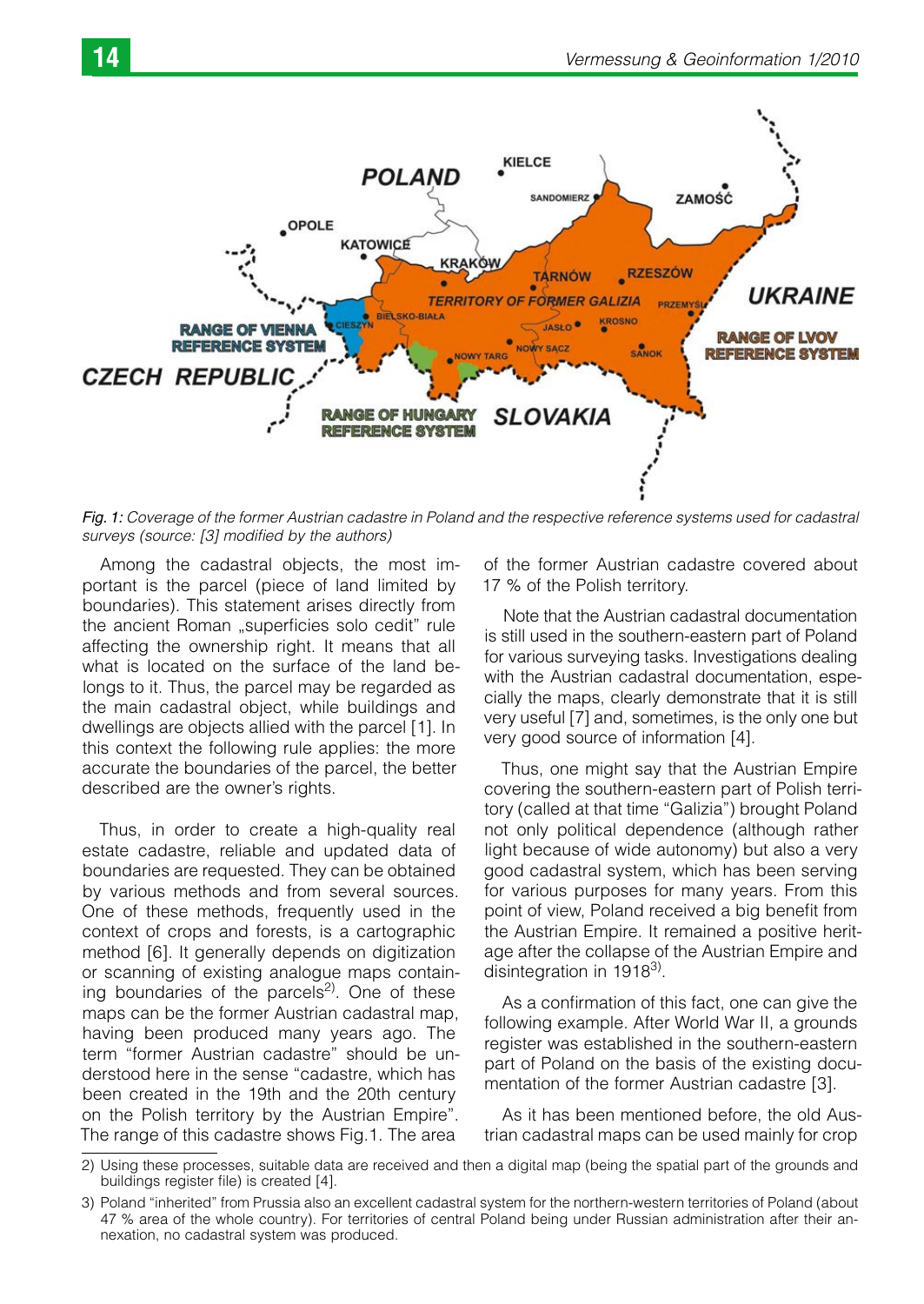POLAND

KIELCE

SANDOMIERZ

ZAMOŚĆ

OPOLE

KATOWICE

KRAKÓW

TARNÓW

RZESZÓW

UKRAINE

TERRITORY OF FORMER GALIZIA

PRZEMYŚL

BIELSKO-BIAŁA

CIESZYN

RANGE OF VIENNA REFERENCE SYSTEM

JASŁO

KROSNO

RANGE OF LVOV REFERENCE SYSTEM

NOWY TARG

NOWY SĄCZ

SANOK

CZECH REPUBLIC

RANGE OF HUNGARY REFERENCE SYSTEM

SLOVAKIA

*Fig. 1: Coverage of the former Austrian cadastre in Poland and the respective reference systems used for cadastral surveys (source: [3] modified by the authors)*

Among the cadastral objects, the most important is the parcel (piece of land limited by boundaries). This statement arises directly from the ancient Roman „superficies solo cedit" rule affecting the ownership right. It means that all what is located on the surface of the land belongs to it. Thus, the parcel may be regarded as the main cadastral object, while buildings and dwellings are objects allied with the parcel [1]. In this context the following rule applies: the more accurate the boundaries of the parcel, the better described are the owner's rights.

Thus, in order to create a high-quality real estate cadastre, reliable and updated data of boundaries are requested. They can be obtained by various methods and from several sources. One of these methods, frequently used in the context of crops and forests, is a cartographic method [6]. It generally depends on digitization or scanning of existing analogue maps containing boundaries of the parcels[2]. One of these maps can be the former Austrian cadastral map, having been produced many years ago. The term "former Austrian cadastre" should be understood here in the sense "cadastre, which has been created in the 19th and the 20th century on the Polish territory by the Austrian Empire". The range of this cadastre shows Fig.1. The area of the former Austrian cadastre covered about 17 % of the Polish territory.

Note that the Austrian cadastral documentation is still used in the southern-eastern part of Poland for various surveying tasks. Investigations dealing with the Austrian cadastral documentation, especially the maps, clearly demonstrate that it is still very useful [7] and, sometimes, is the only one but very good source of information [4].

Thus, one might say that the Austrian Empire covering the southern-eastern part of Polish territory (called at that time "Galizia") brought Poland not only political dependence (although rather light because of wide autonomy) but also a very good cadastral system, which has been serving for various purposes for many years. From this point of view, Poland received a big benefit from the Austrian Empire. It remained a positive heritage after the collapse of the Austrian Empire and disintegration in 1918[3].

As a confirmation of this fact, one can give the following example. After World War II, a grounds register was established in the southern-eastern part of Poland on the basis of the existing documentation of the former Austrian cadastre [3].

As it has been mentioned before, the old Austrian cadastral maps can be used mainly for crop

2) Using these processes, suitable data are received and then a digital map (being the spatial part of the grounds and buildings register file) is created [4].

3) Poland "inherited" from Prussia also an excellent cadastral system for the northern-western territories of Poland (about 47 % area of the whole country). For territories of central Poland being under Russian administration after their annexation, no cadastral system was produced.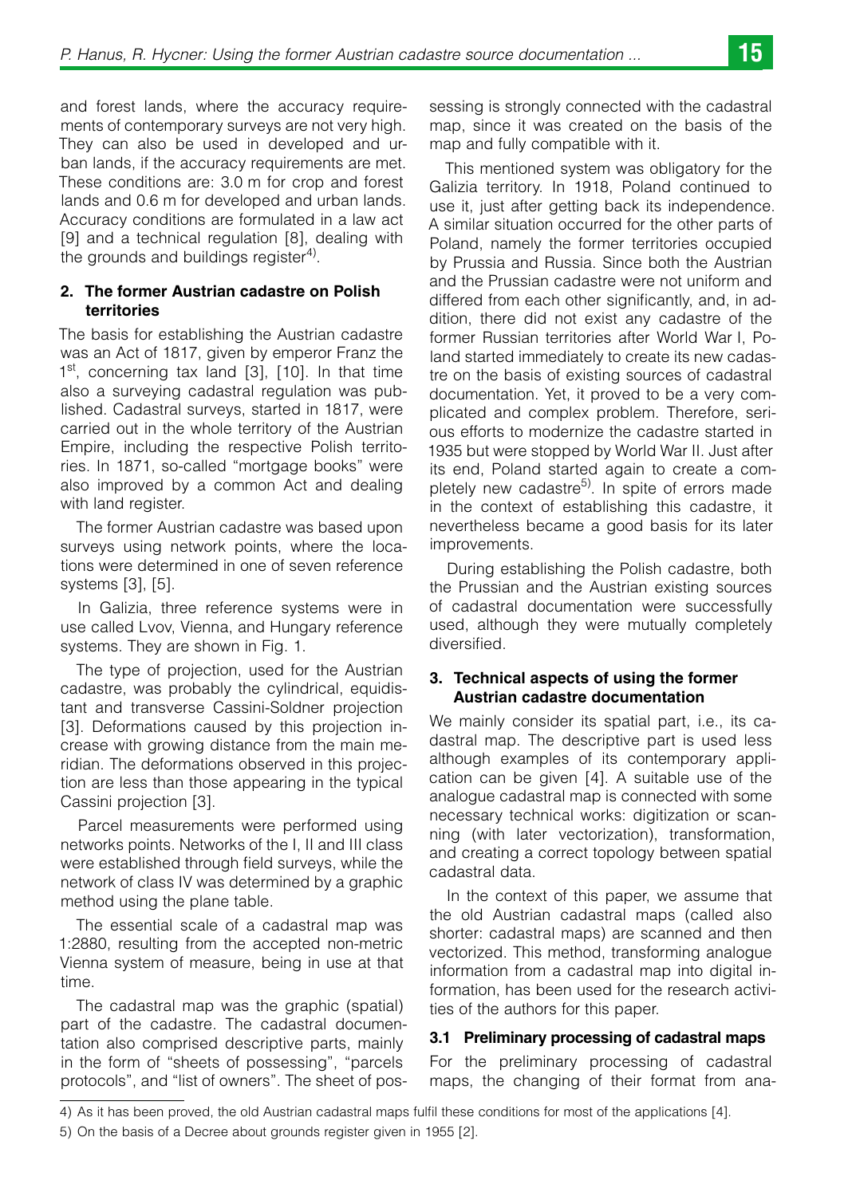and forest lands, where the accuracy requirements of contemporary surveys are not very high. They can also be used in developed and urban lands, if the accuracy requirements are met. These conditions are: 3.0 m for crop and forest lands and 0.6 m for developed and urban lands. Accuracy conditions are formulated in a law act [9] and a technical regulation [8], dealing with the grounds and buildings register[4].

## 2. The former Austrian cadastre on Polish territories

The basis for establishing the Austrian cadastre was an Act of 1817, given by emperor Franz the 1st, concerning tax land [3], [10]. In that time also a surveying cadastral regulation was published. Cadastral surveys, started in 1817, were carried out in the whole territory of the Austrian Empire, including the respective Polish territories. In 1871, so-called "mortgage books" were also improved by a common Act and dealing with land register.

The former Austrian cadastre was based upon surveys using network points, where the locations were determined in one of seven reference systems [3], [5].

In Galizia, three reference systems were in use called Lvov, Vienna, and Hungary reference systems. They are shown in Fig. 1.

The type of projection, used for the Austrian cadastre, was probably the cylindrical, equidistant and transverse Cassini-Soldner projection [3]. Deformations caused by this projection increase with growing distance from the main meridian. The deformations observed in this projection are less than those appearing in the typical Cassini projection [3].

Parcel measurements were performed using networks points. Networks of the I, II and III class were established through field surveys, while the network of class IV was determined by a graphic method using the plane table.

The essential scale of a cadastral map was 1:2880, resulting from the accepted non-metric Vienna system of measure, being in use at that time.

The cadastral map was the graphic (spatial) part of the cadastre. The cadastral documentation also comprised descriptive parts, mainly in the form of "sheets of possessing", "parcels protocols", and "list of owners". The sheet of possessing is strongly connected with the cadastral map, since it was created on the basis of the map and fully compatible with it.

This mentioned system was obligatory for the Galizia territory. In 1918, Poland continued to use it, just after getting back its independence. A similar situation occurred for the other parts of Poland, namely the former territories occupied by Prussia and Russia. Since both the Austrian and the Prussian cadastre were not uniform and differed from each other significantly, and, in addition, there did not exist any cadastre of the former Russian territories after World War I, Poland started immediately to create its new cadastre on the basis of existing sources of cadastral documentation. Yet, it proved to be a very complicated and complex problem. Therefore, serious efforts to modernize the cadastre started in 1935 but were stopped by World War II. Just after its end, Poland started again to create a completely new cadastre[5]. In spite of errors made in the context of establishing this cadastre, it nevertheless became a good basis for its later improvements.

During establishing the Polish cadastre, both the Prussian and the Austrian existing sources of cadastral documentation were successfully used, although they were mutually completely diversified.

## 3. Technical aspects of using the former Austrian cadastre documentation

We mainly consider its spatial part, i.e., its cadastral map. The descriptive part is used less although examples of its contemporary application can be given [4]. A suitable use of the analogue cadastral map is connected with some necessary technical works: digitization or scanning (with later vectorization), transformation, and creating a correct topology between spatial cadastral data.

In the context of this paper, we assume that the old Austrian cadastral maps (called also shorter: cadastral maps) are scanned and then vectorized. This method, transforming analogue information from a cadastral map into digital information, has been used for the research activities of the authors for this paper.

### 3.1 Preliminary processing of cadastral maps

For the preliminary processing of cadastral maps, the changing of their format from ana-

---

4) As it has been proved, the old Austrian cadastral maps fulfil these conditions for most of the applications [4].

5) On the basis of a Decree about grounds register given in 1955 [2].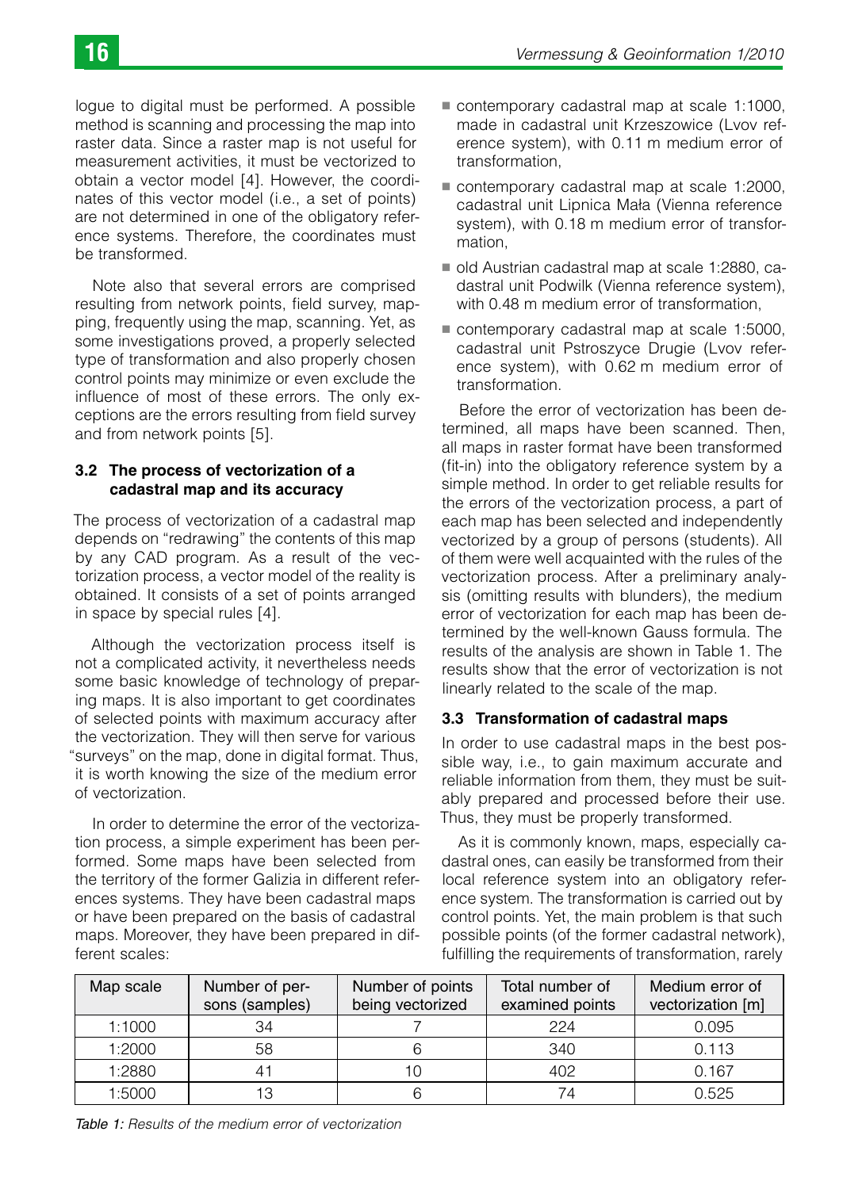logue to digital must be performed. A possible method is scanning and processing the map into raster data. Since a raster map is not useful for measurement activities, it must be vectorized to obtain a vector model [4]. However, the coordinates of this vector model (i.e., a set of points) are not determined in one of the obligatory reference systems. Therefore, the coordinates must be transformed.

Note also that several errors are comprised resulting from network points, field survey, mapping, frequently using the map, scanning. Yet, as some investigations proved, a properly selected type of transformation and also properly chosen control points may minimize or even exclude the influence of most of these errors. The only exceptions are the errors resulting from field survey and from network points [5].

### 3.2 The process of vectorization of a cadastral map and its accuracy

The process of vectorization of a cadastral map depends on "redrawing" the contents of this map by any CAD program. As a result of the vectorization process, a vector model of the reality is obtained. It consists of a set of points arranged in space by special rules [4].

Although the vectorization process itself is not a complicated activity, it nevertheless needs some basic knowledge of technology of preparing maps. It is also important to get coordinates of selected points with maximum accuracy after the vectorization. They will then serve for various "surveys" on the map, done in digital format. Thus, it is worth knowing the size of the medium error of vectorization.

In order to determine the error of the vectorization process, a simple experiment has been performed. Some maps have been selected from the territory of the former Galizia in different references systems. They have been cadastral maps or have been prepared on the basis of cadastral maps. Moreover, they have been prepared in different scales:

- contemporary cadastral map at scale 1:1000, made in cadastral unit Krzeszowice (Lvov reference system), with 0.11 m medium error of transformation,
- contemporary cadastral map at scale 1:2000, cadastral unit Lipnica Mała (Vienna reference system), with 0.18 m medium error of transformation,
- old Austrian cadastral map at scale 1:2880, cadastral unit Podwilk (Vienna reference system), with 0.48 m medium error of transformation,
- contemporary cadastral map at scale 1:5000, cadastral unit Pstroszyce Drugie (Lvov reference system), with 0.62 m medium error of transformation.

Before the error of vectorization has been determined, all maps have been scanned. Then, all maps in raster format have been transformed (fit-in) into the obligatory reference system by a simple method. In order to get reliable results for the errors of the vectorization process, a part of each map has been selected and independently vectorized by a group of persons (students). All of them were well acquainted with the rules of the vectorization process. After a preliminary analysis (omitting results with blunders), the medium error of vectorization for each map has been determined by the well-known Gauss formula. The results of the analysis are shown in Table 1. The results show that the error of vectorization is not linearly related to the scale of the map.

### 3.3 Transformation of cadastral maps

In order to use cadastral maps in the best possible way, i.e., to gain maximum accurate and reliable information from them, they must be suitably prepared and processed before their use. Thus, they must be properly transformed.

As it is commonly known, maps, especially cadastral ones, can easily be transformed from their local reference system into an obligatory reference system. The transformation is carried out by control points. Yet, the main problem is that such possible points (of the former cadastral network), fulfilling the requirements of transformation, rarely

| Map scale | Number of persons (samples) | Number of points being vectorized | Total number of examined points | Medium error of vectorization [m] |
|---|---|---|---|---|
| 1:1000 | 34 | 7 | 224 | 0.095 |
| 1:2000 | 58 | 6 | 340 | 0.113 |
| 1:2880 | 41 | 10 | 402 | 0.167 |
| 1:5000 | 13 | 6 | 74 | 0.525 |

*Table 1: Results of the medium error of vectorization*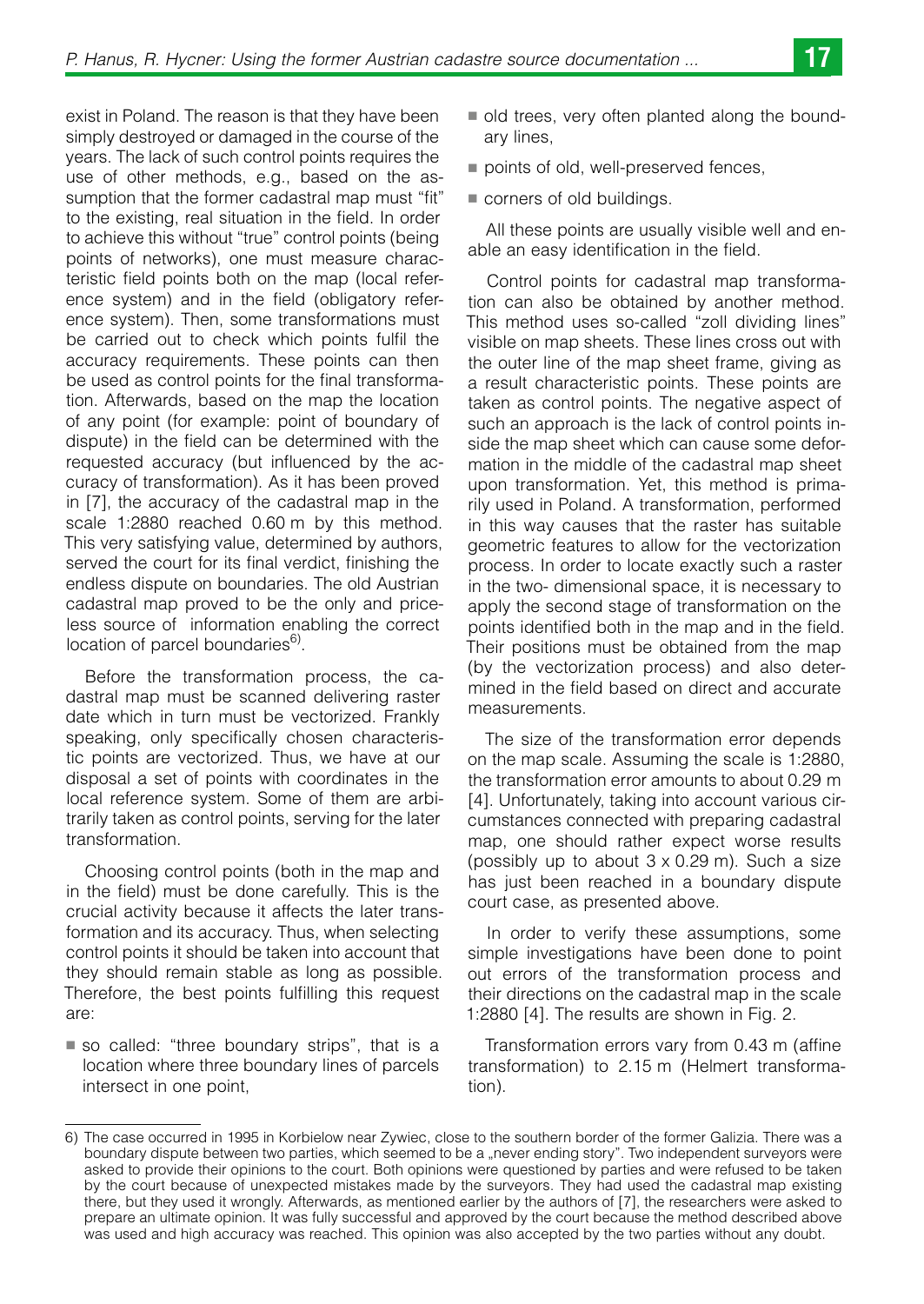exist in Poland. The reason is that they have been simply destroyed or damaged in the course of the years. The lack of such control points requires the use of other methods, e.g., based on the assumption that the former cadastral map must "fit" to the existing, real situation in the field. In order to achieve this without "true" control points (being points of networks), one must measure characteristic field points both on the map (local reference system) and in the field (obligatory reference system). Then, some transformations must be carried out to check which points fulfil the accuracy requirements. These points can then be used as control points for the final transformation. Afterwards, based on the map the location of any point (for example: point of boundary of dispute) in the field can be determined with the requested accuracy (but influenced by the accuracy of transformation). As it has been proved in [7], the accuracy of the cadastral map in the scale 1:2880 reached 0.60 m by this method. This very satisfying value, determined by authors, served the court for its final verdict, finishing the endless dispute on boundaries. The old Austrian cadastral map proved to be the only and priceless source of information enabling the correct location of parcel boundaries[6].

Before the transformation process, the cadastral map must be scanned delivering raster date which in turn must be vectorized. Frankly speaking, only specifically chosen characteristic points are vectorized. Thus, we have at our disposal a set of points with coordinates in the local reference system. Some of them are arbitrarily taken as control points, serving for the later transformation.

Choosing control points (both in the map and in the field) must be done carefully. This is the crucial activity because it affects the later transformation and its accuracy. Thus, when selecting control points it should be taken into account that they should remain stable as long as possible. Therefore, the best points fulfilling this request are:

- so called: "three boundary strips", that is a location where three boundary lines of parcels intersect in one point,
- old trees, very often planted along the boundary lines,
- points of old, well-preserved fences,
- corners of old buildings.

All these points are usually visible well and enable an easy identification in the field.

Control points for cadastral map transformation can also be obtained by another method. This method uses so-called "zoll dividing lines" visible on map sheets. These lines cross out with the outer line of the map sheet frame, giving as a result characteristic points. These points are taken as control points. The negative aspect of such an approach is the lack of control points inside the map sheet which can cause some deformation in the middle of the cadastral map sheet upon transformation. Yet, this method is primarily used in Poland. A transformation, performed in this way causes that the raster has suitable geometric features to allow for the vectorization process. In order to locate exactly such a raster in the two- dimensional space, it is necessary to apply the second stage of transformation on the points identified both in the map and in the field. Their positions must be obtained from the map (by the vectorization process) and also determined in the field based on direct and accurate measurements.

The size of the transformation error depends on the map scale. Assuming the scale is 1:2880, the transformation error amounts to about 0.29 m [4]. Unfortunately, taking into account various circumstances connected with preparing cadastral map, one should rather expect worse results (possibly up to about 3 x 0.29 m). Such a size has just been reached in a boundary dispute court case, as presented above.

In order to verify these assumptions, some simple investigations have been done to point out errors of the transformation process and their directions on the cadastral map in the scale 1:2880 [4]. The results are shown in Fig. 2.

Transformation errors vary from 0.43 m (affine transformation) to 2.15 m (Helmert transformation).

6) The case occurred in 1995 in Korbielow near Zywiec, close to the southern border of the former Galizia. There was a boundary dispute between two parties, which seemed to be a „never ending story". Two independent surveyors were asked to provide their opinions to the court. Both opinions were questioned by parties and were refused to be taken by the court because of unexpected mistakes made by the surveyors. They had used the cadastral map existing there, but they used it wrongly. Afterwards, as mentioned earlier by the authors of [7], the researchers were asked to prepare an ultimate opinion. It was fully successful and approved by the court because the method described above was used and high accuracy was reached. This opinion was also accepted by the two parties without any doubt.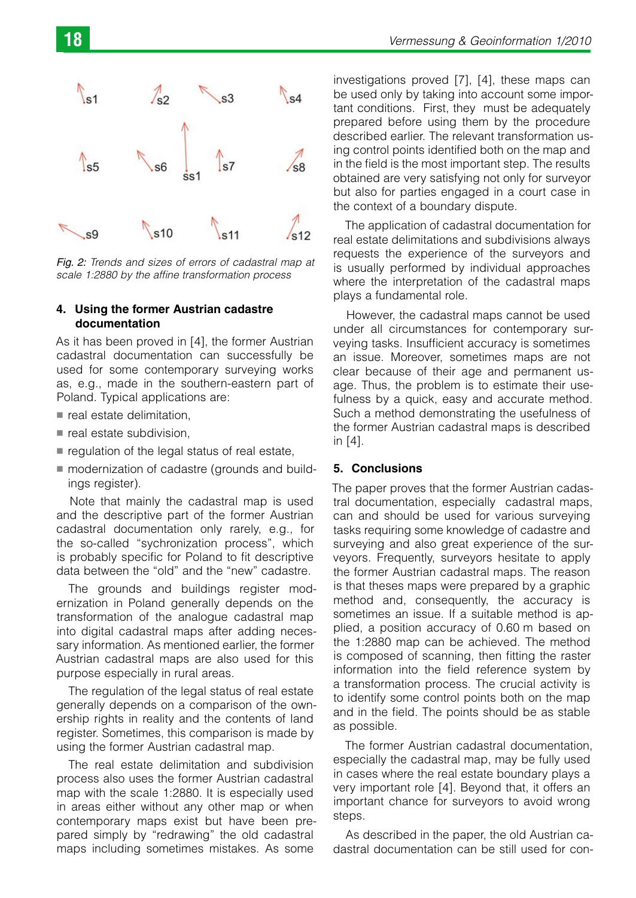s1 s2 s3 s4

s5 s6 ss1 s7 s8

s9 s10 s11 s12

*Fig. 2: Trends and sizes of errors of cadastral map at scale 1:2880 by the affine transformation process*

### 4. Using the former Austrian cadastre documentation

As it has been proved in [4], the former Austrian cadastral documentation can successfully be used for some contemporary surveying works as, e.g., made in the southern-eastern part of Poland. Typical applications are:

- real estate delimitation,
- real estate subdivision,
- regulation of the legal status of real estate,
- modernization of cadastre (grounds and buildings register).

Note that mainly the cadastral map is used and the descriptive part of the former Austrian cadastral documentation only rarely, e.g., for the so-called "sychronization process", which is probably specific for Poland to fit descriptive data between the "old" and the "new" cadastre.

The grounds and buildings register modernization in Poland generally depends on the transformation of the analogue cadastral map into digital cadastral maps after adding necessary information. As mentioned earlier, the former Austrian cadastral maps are also used for this purpose especially in rural areas.

The regulation of the legal status of real estate generally depends on a comparison of the ownership rights in reality and the contents of land register. Sometimes, this comparison is made by using the former Austrian cadastral map.

The real estate delimitation and subdivision process also uses the former Austrian cadastral map with the scale 1:2880. It is especially used in areas either without any other map or when contemporary maps exist but have been prepared simply by "redrawing" the old cadastral maps including sometimes mistakes. As some investigations proved [7], [4], these maps can be used only by taking into account some important conditions. First, they must be adequately prepared before using them by the procedure described earlier. The relevant transformation using control points identified both on the map and in the field is the most important step. The results obtained are very satisfying not only for surveyor but also for parties engaged in a court case in the context of a boundary dispute.

The application of cadastral documentation for real estate delimitations and subdivisions always requests the experience of the surveyors and is usually performed by individual approaches where the interpretation of the cadastral maps plays a fundamental role.

However, the cadastral maps cannot be used under all circumstances for contemporary surveying tasks. Insufficient accuracy is sometimes an issue. Moreover, sometimes maps are not clear because of their age and permanent usage. Thus, the problem is to estimate their usefulness by a quick, easy and accurate method. Such a method demonstrating the usefulness of the former Austrian cadastral maps is described in [4].

### 5. Conclusions

The paper proves that the former Austrian cadastral documentation, especially cadastral maps, can and should be used for various surveying tasks requiring some knowledge of cadastre and surveying and also great experience of the surveyors. Frequently, surveyors hesitate to apply the former Austrian cadastral maps. The reason is that theses maps were prepared by a graphic method and, consequently, the accuracy is sometimes an issue. If a suitable method is applied, a position accuracy of 0.60 m based on the 1:2880 map can be achieved. The method is composed of scanning, then fitting the raster information into the field reference system by a transformation process. The crucial activity is to identify some control points both on the map and in the field. The points should be as stable as possible.

The former Austrian cadastral documentation, especially the cadastral map, may be fully used in cases where the real estate boundary plays a very important role [4]. Beyond that, it offers an important chance for surveyors to avoid wrong steps.

As described in the paper, the old Austrian cadastral documentation can be still used for con-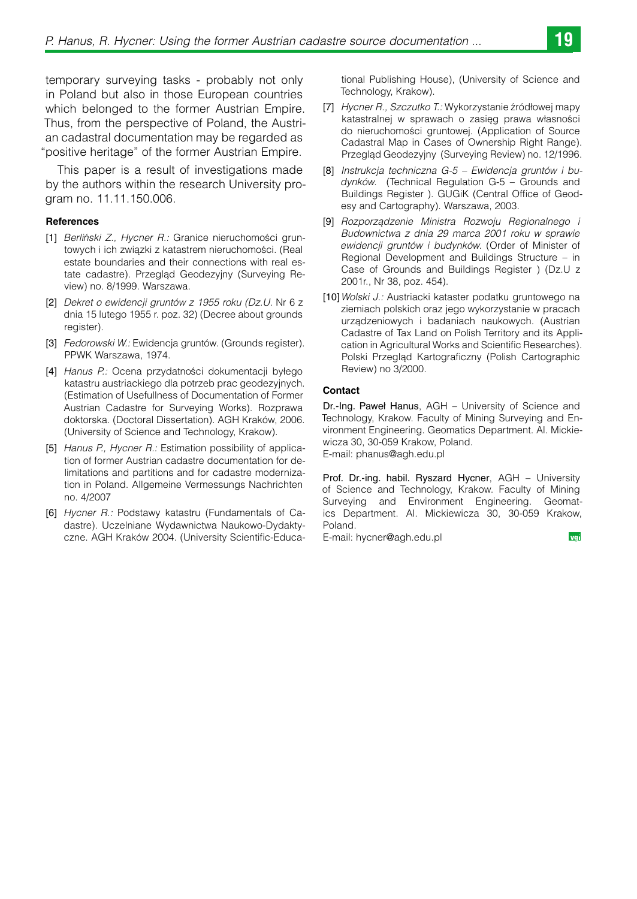temporary surveying tasks - probably not only in Poland but also in those European countries which belonged to the former Austrian Empire. Thus, from the perspective of Poland, the Austrian cadastral documentation may be regarded as "positive heritage" of the former Austrian Empire.

This paper is a result of investigations made by the authors within the research University program no. 11.11.150.006.

### References

[1] *Berliński Z., Hycner R.:* Granice nieruchomości gruntowych i ich związki z katastrem nieruchomości. (Real estate boundaries and their connections with real estate cadastre). Przegląd Geodezyjny (Surveying Review) no. 8/1999. Warszawa.

[2] *Dekret o ewidencji gruntów z 1955 roku (Dz.U.* Nr 6 z dnia 15 lutego 1955 r. poz. 32) (Decree about grounds register).

[3] *Fedorowski W.:* Ewidencja gruntów. (Grounds register). PPWK Warszawa, 1974.

[4] *Hanus P.:* Ocena przydatności dokumentacji byłego katastru austriackiego dla potrzeb prac geodezyjnych. (Estimation of Usefullness of Documentation of Former Austrian Cadastre for Surveying Works). Rozprawa doktorska. (Doctoral Dissertation). AGH Kraków, 2006. (University of Science and Technology, Krakow).

[5] *Hanus P., Hycner R.:* Estimation possibility of application of former Austrian cadastre documentation for delimitations and partitions and for cadastre modernization in Poland. Allgemeine Vermessungs Nachrichten no. 4/2007

[6] *Hycner R.:* Podstawy katastru (Fundamentals of Cadastre). Uczelniane Wydawnictwa Naukowo-Dydaktyczne. AGH Kraków 2004. (University Scientific-Educational Publishing House), (University of Science and Technology, Krakow).

[7] *Hycner R., Szczutko T.:* Wykorzystanie źródłowej mapy katastralnej w sprawach o zasięg prawa własności do nieruchomości gruntowej. (Application of Source Cadastral Map in Cases of Ownership Right Range). Przegląd Geodezyjny (Surveying Review) no. 12/1996.

[8] *Instrukcja techniczna G-5 – Ewidencja gruntów i budynków.* (Technical Regulation G-5 – Grounds and Buildings Register ). GUGiK (Central Office of Geodesy and Cartography). Warszawa, 2003.

[9] *Rozporządzenie Ministra Rozwoju Regionalnego i Budownictwa z dnia 29 marca 2001 roku w sprawie ewidencji gruntów i budynków.* (Order of Minister of Regional Development and Buildings Structure – in Case of Grounds and Buildings Register ) (Dz.U z 2001r., Nr 38, poz. 454).

[10] *Wolski J.:* Austriacki kataster podatku gruntowego na ziemiach polskich oraz jego wykorzystanie w pracach urządzeniowych i badaniach naukowych. (Austrian Cadastre of Tax Land on Polish Territory and its Application in Agricultural Works and Scientific Researches). Polski Przegląd Kartograficzny (Polish Cartographic Review) no 3/2000.

### Contact

Dr.-Ing. Paweł Hanus, AGH – University of Science and Technology, Krakow. Faculty of Mining Surveying and Environment Engineering. Geomatics Department. Al. Mickiewicza 30, 30-059 Krakow, Poland.
E-mail: phanus@agh.edu.pl

Prof. Dr.-ing. habil. Ryszard Hycner, AGH – University of Science and Technology, Krakow. Faculty of Mining Surveying and Environment Engineering. Geomatics Department. Al. Mickiewicza 30, 30-059 Krakow, Poland.
E-mail: hycner@agh.edu.pl